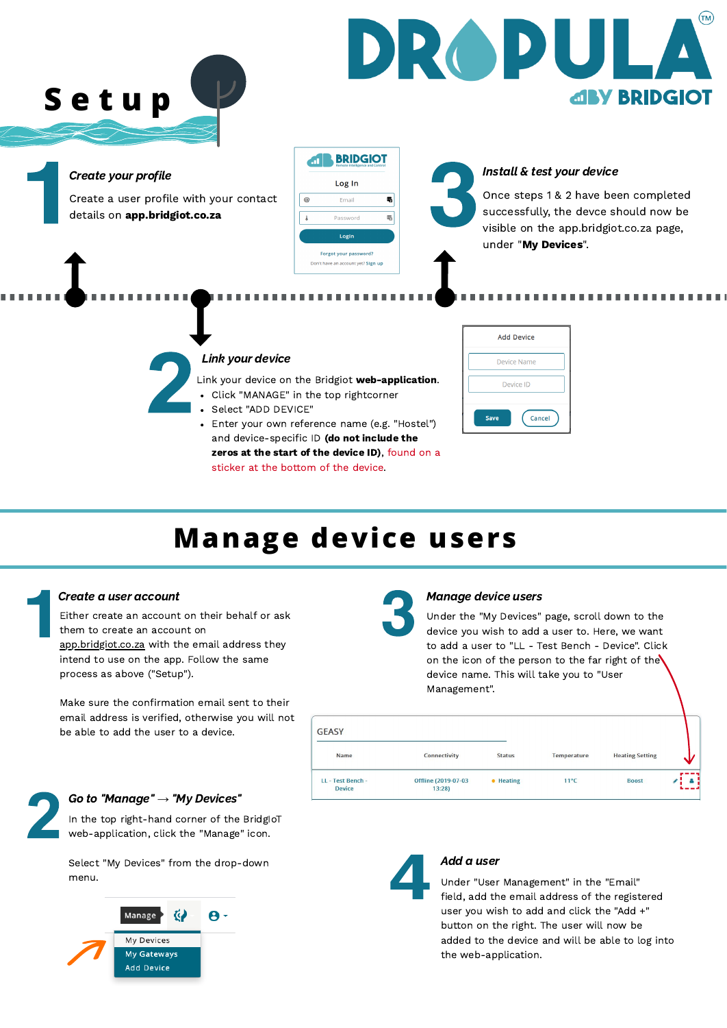# DROPULA™

BY BRIDGIOT

# Setup

## 1

***Create your profile***

Create a user profile with your contact details on **app.bridgiot.co.za**

BRIDGIOT

Log In

Email

Password

Login

Forgot your password?

Don't have an account yet? Sign up

## 3

***Install & test your device***

Once steps 1 & 2 have been completed successfully, the devce should now be visible on the app.bridgiot.co.za page, under "**My Devices**".

## 2

***Link your device***

Link your device on the Bridgiot **web-application**.

- Click "MANAGE" in the top rightcorner
- Select "ADD DEVICE"
- Enter your own reference name (e.g. "Hostel") and device-specific ID **(do not include the zeros at the start of the device ID)**, found on a sticker at the bottom of the device.

Add Device

Device Name

Device ID

Save | Cancel

# Manage device users

## 1

***Create a user account***

Either create an account on their behalf or ask them to create an account on app.bridgiot.co.za with the email address they intend to use on the app. Follow the same process as above ("Setup").

Make sure the confirmation email sent to their email address is verified, otherwise you will not be able to add the user to a device.

## 3

***Manage device users***

Under the "My Devices" page, scroll down to the device you wish to add a user to. Here, we want to add a user to "LL - Test Bench - Device". Click on the icon of the person to the far right of the device name. This will take you to "User Management".

GEASY

| Name | Connectivity | Status | Temperature | Heating Setting |
|---|---|---|---|---|
| LL - Test Bench - Device | Offline (2019-07-03 13:28) | Heating | 11°C | Boost |

## 2

***Go to "Manage" → "My Devices"***

In the top right-hand corner of the BridgIoT web-application, click the "Manage" icon.

Select "My Devices" from the drop-down menu.

Manage

My Devices

My Gateways

Add Device

## 4

***Add a user***

Under "User Management" in the "Email" field, add the email address of the registered user you wish to add and click the "Add +" button on the right. The user will now be added to the device and will be able to log into the web-application.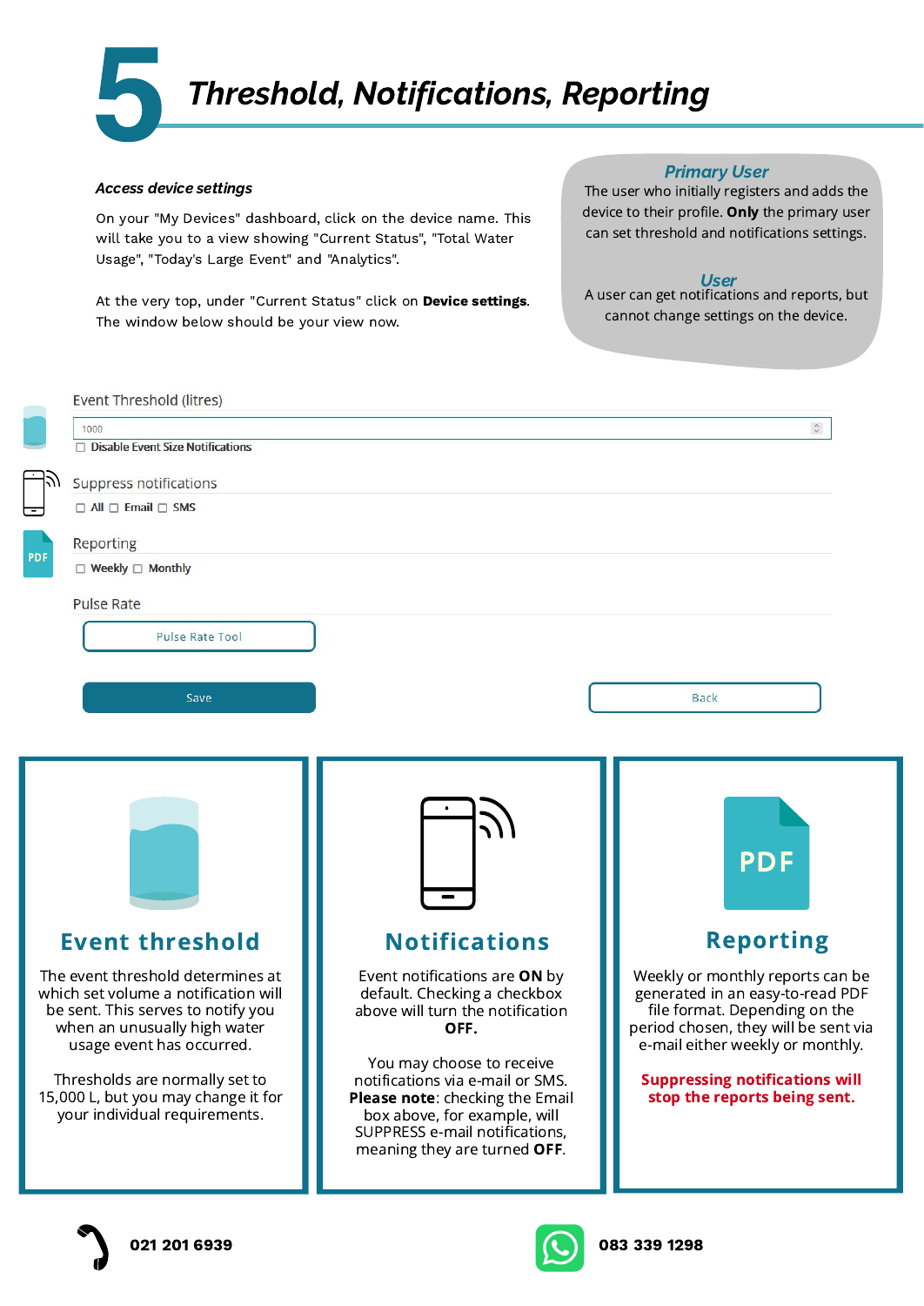# 5 Threshold, Notifications, Reporting

### *Access device settings*

On your "My Devices" dashboard, click on the device name. This will take you to a view showing "Current Status", "Total Water Usage", "Today's Large Event" and "Analytics".

At the very top, under "Current Status" click on **Device settings**. The window below should be your view now.

***Primary User***

The user who initially registers and adds the device to their profile. **Only** the primary user can set threshold and notifications settings.

***User***

A user can get notifications and reports, but cannot change settings on the device.

Event Threshold (litres)

1000

☐ Disable Event Size Notifications

Suppress notifications

☐ All ☐ Email ☐ SMS

PDF

Reporting

☐ Weekly ☐ Monthly

Pulse Rate

Pulse Rate Tool

Save

Back

## Event threshold

The event threshold determines at which set volume a notification will be sent. This serves to notify you when an unusually high water usage event has occurred.

Thresholds are normally set to 15,000 L, but you may change it for your individual requirements.

## Notifications

Event notifications are **ON** by default. Checking a checkbox above will turn the notification **OFF.**

You may choose to receive notifications via e-mail or SMS. **Please note**: checking the Email box above, for example, will SUPPRESS e-mail notifications, meaning they are turned **OFF**.

## Reporting

PDF

Weekly or monthly reports can be generated in an easy-to-read PDF file format. Depending on the period chosen, they will be sent via e-mail either weekly or monthly.

**Suppressing notifications will stop the reports being sent.**

**021 201 6939**

**083 339 1298**